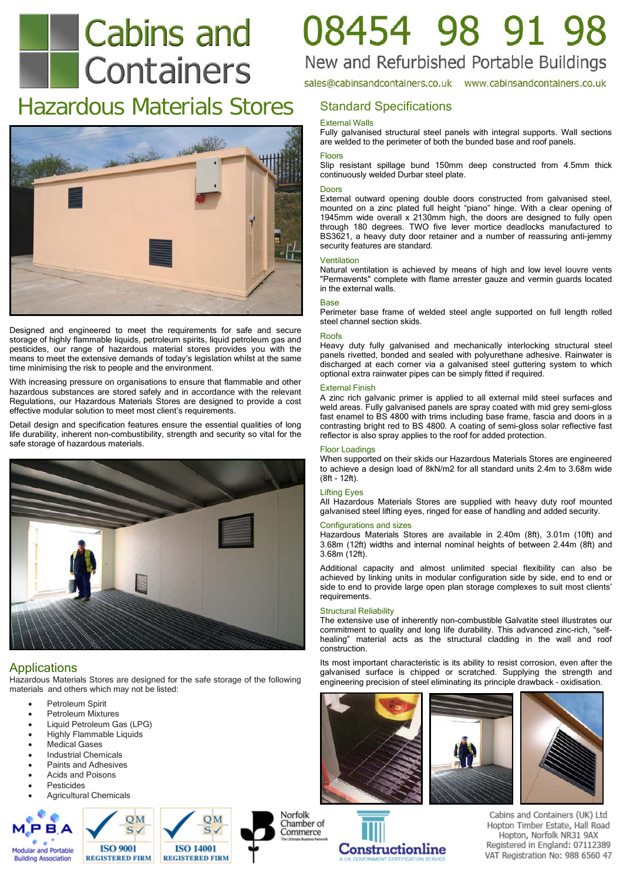# Cabins and Containers

**08454 98 91 98**

New and Refurbished Portable Buildings

sales@cabinsandcontainers.co.uk www.cabinsandcontainers.co.uk

# Hazardous Materials Stores

Designed and engineered to meet the requirements for safe and secure storage of highly flammable liquids, petroleum spirits, liquid petroleum gas and pesticides, our range of hazardous material stores provides you with the means to meet the extensive demands of today's legislation whilst at the same time minimising the risk to people and the environment.

With increasing pressure on organisations to ensure that flammable and other hazardous substances are stored safely and in accordance with the relevant Regulations, our Hazardous Materials Stores are designed to provide a cost effective modular solution to meet most client's requirements.

Detail design and specification features ensure the essential qualities of long life durability, inherent non-combustibility, strength and security so vital for the safe storage of hazardous materials.

## Applications

Hazardous Materials Stores are designed for the safe storage of the following materials and others which may not be listed:

- Petroleum Spirit
- Petroleum Mixtures
- Liquid Petroleum Gas (LPG)
- Highly Flammable Liquids
- Medical Gases
- Industrial Chemicals
- Paints and Adhesives
- Acids and Poisons
- Pesticides
- Agricultural Chemicals

## Standard Specifications

### External Walls

Fully galvanised structural steel panels with integral supports. Wall sections are welded to the perimeter of both the bunded base and roof panels.

### Floors

Slip resistant spillage bund 150mm deep constructed from 4.5mm thick continuously welded Durbar steel plate.

### Doors

External outward opening double doors constructed from galvanised steel, mounted on a zinc plated full height "piano" hinge. With a clear opening of 1945mm wide overall x 2130mm high, the doors are designed to fully open through 180 degrees. TWO five lever mortice deadlocks manufactured to BS3621, a heavy duty door retainer and a number of reassuring anti-jemmy security features are standard.

### Ventilation

Natural ventilation is achieved by means of high and low level louvre vents "Permavents" complete with flame arrester gauze and vermin guards located in the external walls.

### Base

Perimeter base frame of welded steel angle supported on full length rolled steel channel section skids.

### Roofs

Heavy duty fully galvanised and mechanically interlocking structural steel panels rivetted, bonded and sealed with polyurethane adhesive. Rainwater is discharged at each corner via a galvanised steel guttering system to which optional extra rainwater pipes can be simply fitted if required.

### External Finish

A zinc rich galvanic primer is applied to all external mild steel surfaces and weld areas. Fully galvanised panels are spray coated with mid grey semi-gloss fast enamel to BS 4800 with trims including base frame, fascia and doors in a contrasting bright red to BS 4800. A coating of semi-gloss solar reflective fast reflector is also spray applies to the roof for added protection.

### Floor Loadings

When supported on their skids our Hazardous Materials Stores are engineered to achieve a design load of 8kN/m2 for all standard units 2.4m to 3.68m wide (8ft - 12ft).

### Lifting Eyes

All Hazardous Materials Stores are supplied with heavy duty roof mounted galvanised steel lifting eyes, ringed for ease of handling and added security.

### Configurations and sizes

Hazardous Materials Stores are available in 2.40m (8ft), 3.01m (10ft) and 3.68m (12ft) widths and internal nominal heights of between 2.44m (8ft) and 3.68m (12ft).

Additional capacity and almost unlimited special flexibility can also be achieved by linking units in modular configuration side by side, end to end or side to end to provide large open plan storage complexes to suit most clients' requirements.

### Structural Reliability

The extensive use of inherently non-combustible Galvatite steel illustrates our commitment to quality and long life durability. This advanced zinc-rich, "self-healing" material acts as the structural cladding in the wall and roof construction.

Its most important characteristic is its ability to resist corrosion, even after the galvanised surface is chipped or scratched. Supplying the strength and engineering precision of steel eliminating its principle drawback - oxidisation.

MPBA Modular and Portable Building Association | QMS ISO 9001 REGISTERED FIRM | QMS ISO 14001 REGISTERED FIRM | Norfolk Chamber of Commerce | Constructionline

Cabins and Containers (UK) Ltd
Hopton Timber Estate, Hall Road
Hopton, Norfolk NR31 9AX
Registered in England: 07112389
VAT Registration No: 988 6560 47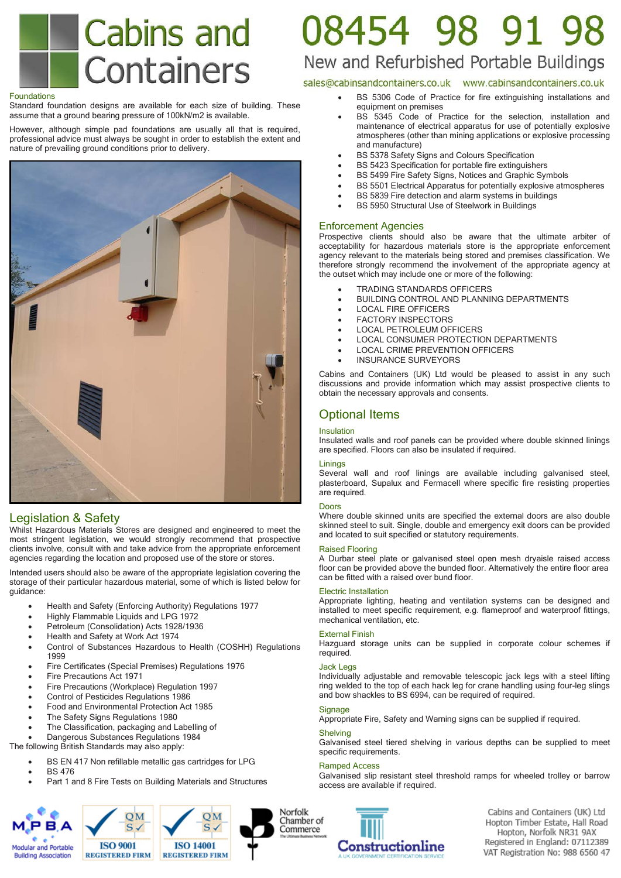# Cabins and Containers

# 08454 98 91 98

New and Refurbished Portable Buildings

sales@cabinsandcontainers.co.uk www.cabinsandcontainers.co.uk

### Foundations

Standard foundation designs are available for each size of building. These assume that a ground bearing pressure of 100kN/m2 is available.

However, although simple pad foundations are usually all that is required, professional advice must always be sought in order to establish the extent and nature of prevailing ground conditions prior to delivery.

## Legislation & Safety

Whilst Hazardous Materials Stores are designed and engineered to meet the most stringent legislation, we would strongly recommend that prospective clients involve, consult with and take advice from the appropriate enforcement agencies regarding the location and proposed use of the store or stores.

Intended users should also be aware of the appropriate legislation covering the storage of their particular hazardous material, some of which is listed below for guidance:

- Health and Safety (Enforcing Authority) Regulations 1977
- Highly Flammable Liquids and LPG 1972
- Petroleum (Consolidation) Acts 1928/1936
- Health and Safety at Work Act 1974
- Control of Substances Hazardous to Health (COSHH) Regulations 1999
- Fire Certificates (Special Premises) Regulations 1976
- Fire Precautions Act 1971
- Fire Precautions (Workplace) Regulation 1997
- Control of Pesticides Regulations 1986
- Food and Environmental Protection Act 1985
- The Safety Signs Regulations 1980
- The Classification, packaging and Labelling of
- Dangerous Substances Regulations 1984

The following British Standards may also apply:

- BS EN 417 Non refillable metallic gas cartridges for LPG
- BS 476
- Part 1 and 8 Fire Tests on Building Materials and Structures
- BS 5306 Code of Practice for fire extinguishing installations and equipment on premises
- BS 5345 Code of Practice for the selection, installation and maintenance of electrical apparatus for use of potentially explosive atmospheres (other than mining applications or explosive processing and manufacture)
- BS 5378 Safety Signs and Colours Specification
- BS 5423 Specification for portable fire extinguishers
- BS 5499 Fire Safety Signs, Notices and Graphic Symbols
- BS 5501 Electrical Apparatus for potentially explosive atmospheres
- BS 5839 Fire detection and alarm systems in buildings
- BS 5950 Structural Use of Steelwork in Buildings

### Enforcement Agencies

Prospective clients should also be aware that the ultimate arbiter of acceptability for hazardous materials store is the appropriate enforcement agency relevant to the materials being stored and premises classification. We therefore strongly recommend the involvement of the appropriate agency at the outset which may include one or more of the following:

- TRADING STANDARDS OFFICERS
- BUILDING CONTROL AND PLANNING DEPARTMENTS
- LOCAL FIRE OFFICERS
- FACTORY INSPECTORS
- LOCAL PETROLEUM OFFICERS
- LOCAL CONSUMER PROTECTION DEPARTMENTS
- LOCAL CRIME PREVENTION OFFICERS
- INSURANCE SURVEYORS

Cabins and Containers (UK) Ltd would be pleased to assist in any such discussions and provide information which may assist prospective clients to obtain the necessary approvals and consents.

## Optional Items

### Insulation

Insulated walls and roof panels can be provided where double skinned linings are specified. Floors can also be insulated if required.

### Linings

Several wall and roof linings are available including galvanised steel, plasterboard, Supalux and Fermacell where specific fire resisting properties are required.

### Doors

Where double skinned units are specified the external doors are also double skinned steel to suit. Single, double and emergency exit doors can be provided and located to suit specified or statutory requirements.

### Raised Flooring

A Durbar steel plate or galvanised steel open mesh dryaisle raised access floor can be provided above the bunded floor. Alternatively the entire floor area can be fitted with a raised over bund floor.

### Electric Installation

Appropriate lighting, heating and ventilation systems can be designed and installed to meet specific requirement, e.g. flameproof and waterproof fittings, mechanical ventilation, etc.

### External Finish

Hazguard storage units can be supplied in corporate colour schemes if required.

### Jack Legs

Individually adjustable and removable telescopic jack legs with a steel lifting ring welded to the top of each hack leg for crane handling using four-leg slings and bow shackles to BS 6994, can be required of required.

### Signage

Appropriate Fire, Safety and Warning signs can be supplied if required.

### Shelving

Galvanised steel tiered shelving in various depths can be supplied to meet specific requirements.

### Ramped Access

Galvanised slip resistant steel threshold ramps for wheeled trolley or barrow access are available if required.

MPBA Modular and Portable Building Association | ISO 9001 REGISTERED FIRM | ISO 14001 REGISTERED FIRM | Norfolk Chamber of Commerce | Constructionline

Cabins and Containers (UK) Ltd
Hopton Timber Estate, Hall Road
Hopton, Norfolk NR31 9AX
Registered in England: 07112389
VAT Registration No: 988 6560 47